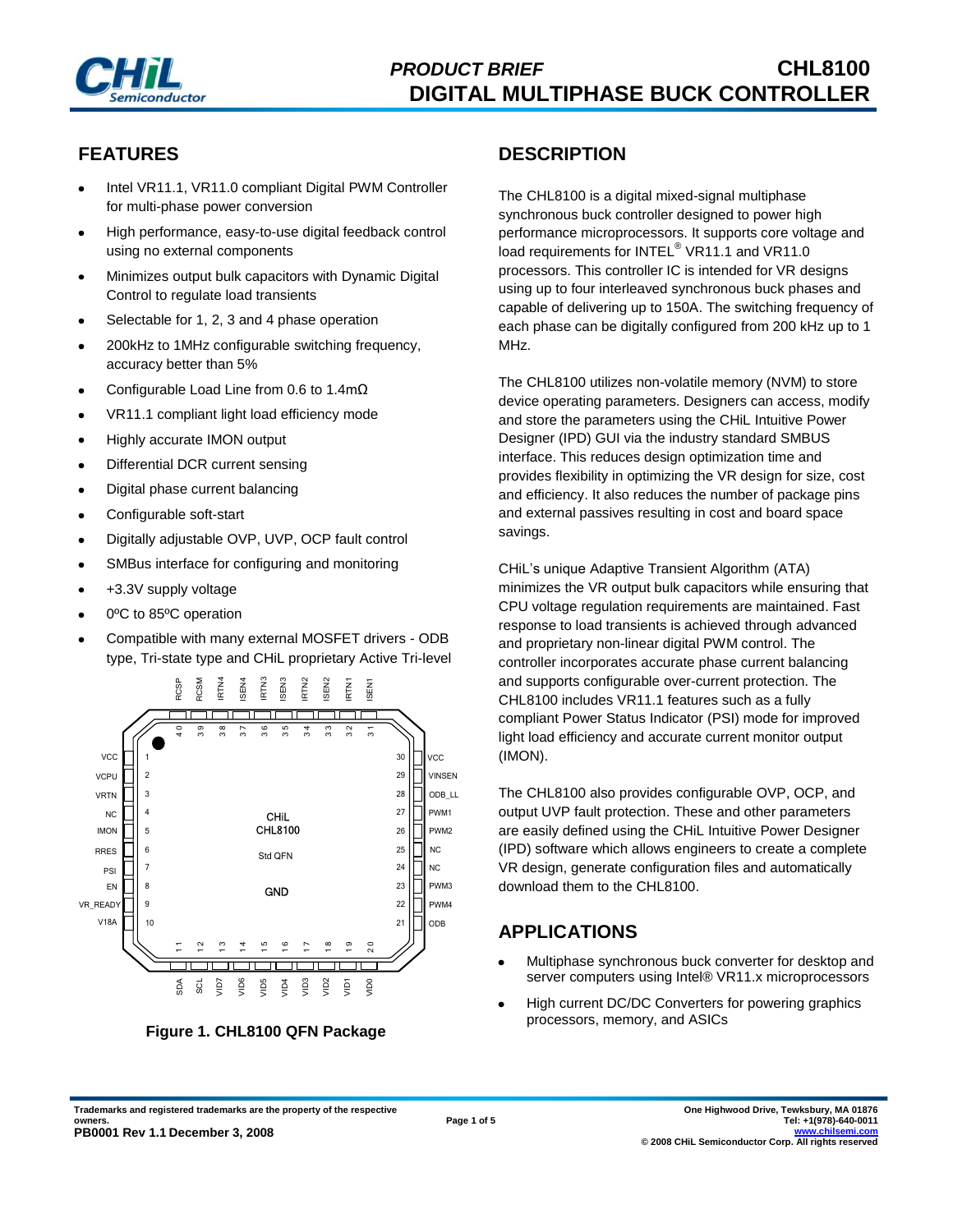# PRODUCT BRIEF CHL8100
# DIGITAL MULTIPHASE BUCK CONTROLLER

## FEATURES

- Intel VR11.1, VR11.0 compliant Digital PWM Controller for multi-phase power conversion
- High performance, easy-to-use digital feedback control using no external components
- Minimizes output bulk capacitors with Dynamic Digital Control to regulate load transients
- Selectable for 1, 2, 3 and 4 phase operation
- 200kHz to 1MHz configurable switching frequency, accuracy better than 5%
- Configurable Load Line from 0.6 to 1.4mΩ
- VR11.1 compliant light load efficiency mode
- Highly accurate IMON output
- Differential DCR current sensing
- Digital phase current balancing
- Configurable soft-start
- Digitally adjustable OVP, UVP, OCP fault control
- SMBus interface for configuring and monitoring
- +3.3V supply voltage
- 0ºC to 85ºC operation
- Compatible with many external MOSFET drivers - ODB type, Tri-state type and CHiL proprietary Active Tri-level

| Pin | Name | Pin | Name |
|---|---|---|---|
| 1 | VCC | 30 | VCC |
| 2 | VCPU | 29 | VINSEN |
| 3 | VRTN | 28 | ODB_LL |
| 4 | NC | 27 | PWM1 |
| 5 | IMON | 26 | PWM2 |
| 6 | RRES | 25 | NC |
| 7 | PSI | 24 | NC |
| 8 | EN | 23 | PWM3 |
| 9 | VR_READY | 22 | PWM4 |
| 10 | V18A | 21 | ODB |
| 11 | SDA | 40 | RCSP |
| 12 | SCL | 39 | RCSM |
| 13 | VID7 | 38 | IRTN4 |
| 14 | VID6 | 37 | ISEN4 |
| 15 | VID5 | 36 | IRTN3 |
| 16 | VID4 | 35 | ISEN3 |
| 17 | VID3 | 34 | IRTN2 |
| 18 | VID2 | 33 | ISEN2 |
| 19 | VID1 | 32 | IRTN1 |
| 20 | VID0 | 31 | ISEN1 |

CHiL CHL8100 Std QFN — GND (center pad)

**Figure 1. CHL8100 QFN Package**

## DESCRIPTION

The CHL8100 is a digital mixed-signal multiphase synchronous buck controller designed to power high performance microprocessors. It supports core voltage and load requirements for INTEL® VR11.1 and VR11.0 processors. This controller IC is intended for VR designs using up to four interleaved synchronous buck phases and capable of delivering up to 150A. The switching frequency of each phase can be digitally configured from 200 kHz up to 1 MHz.

The CHL8100 utilizes non-volatile memory (NVM) to store device operating parameters. Designers can access, modify and store the parameters using the CHiL Intuitive Power Designer (IPD) GUI via the industry standard SMBUS interface. This reduces design optimization time and provides flexibility in optimizing the VR design for size, cost and efficiency. It also reduces the number of package pins and external passives resulting in cost and board space savings.

CHiL's unique Adaptive Transient Algorithm (ATA) minimizes the VR output bulk capacitors while ensuring that CPU voltage regulation requirements are maintained. Fast response to load transients is achieved through advanced and proprietary non-linear digital PWM control. The controller incorporates accurate phase current balancing and supports configurable over-current protection. The CHL8100 includes VR11.1 features such as a fully compliant Power Status Indicator (PSI) mode for improved light load efficiency and accurate current monitor output (IMON).

The CHL8100 also provides configurable OVP, OCP, and output UVP fault protection. These and other parameters are easily defined using the CHiL Intuitive Power Designer (IPD) software which allows engineers to create a complete VR design, generate configuration files and automatically download them to the CHL8100.

## APPLICATIONS

- Multiphase synchronous buck converter for desktop and server computers using Intel® VR11.x microprocessors
- High current DC/DC Converters for powering graphics processors, memory, and ASICs

Trademarks and registered trademarks are the property of the respective owners.
PB0001 Rev 1.1 December 3, 2008

One Highwood Drive, Tewksbury, MA 01876
Tel: +1(978)-640-0011
www.chilsemi.com
© 2008 CHiL Semiconductor Corp. All rights reserved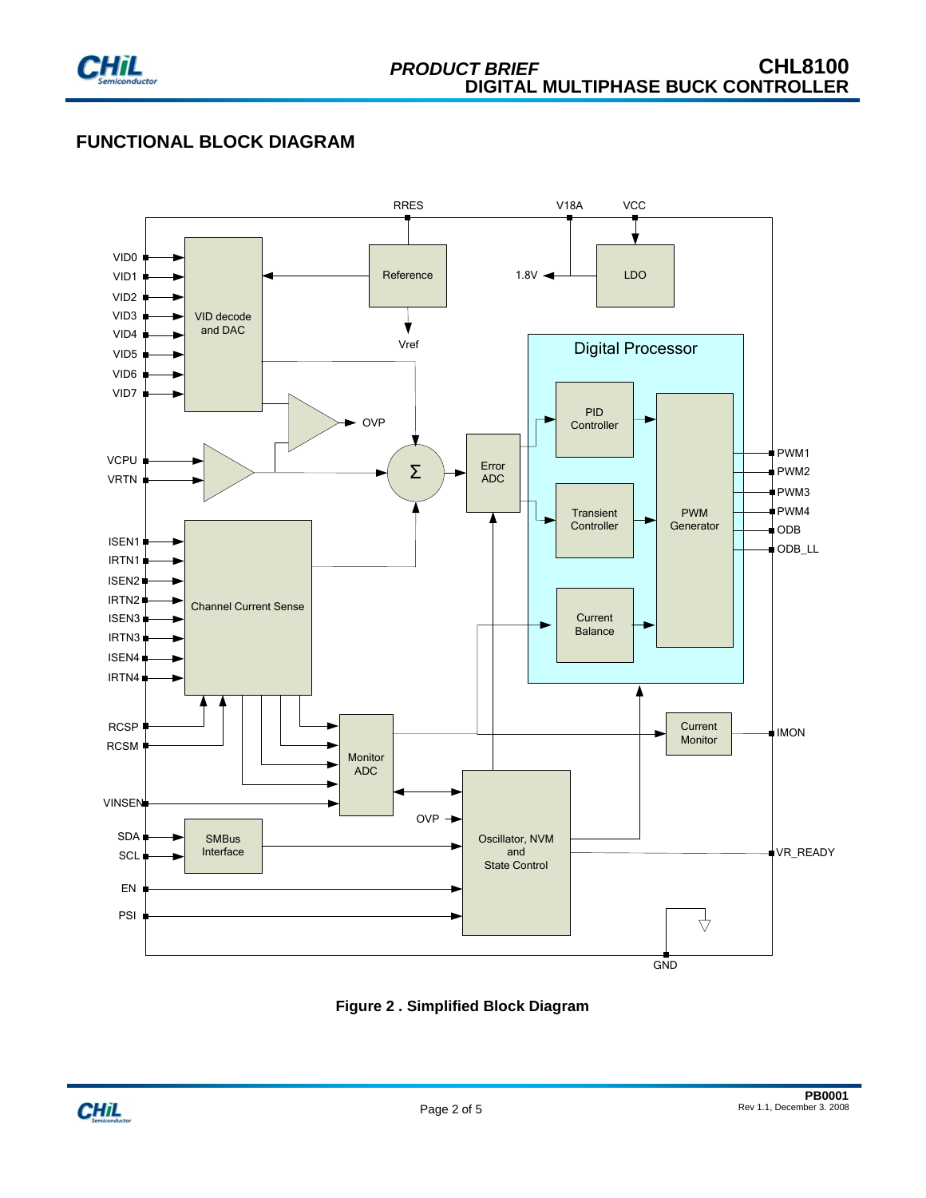## FUNCTIONAL BLOCK DIAGRAM

RRES V18A VCC

VID0 VID1 VID2 VID3 VID4 VID5 VID6 VID7

VID decode and DAC

Reference

Vref

1.8V

LDO

Digital Processor

PID Controller

Transient Controller

Current Balance

PWM Generator

PWM1 PWM2 PWM3 PWM4 ODB ODB_LL

OVP

VCPU VRTN

Σ

Error ADC

ISEN1 IRTN1 ISEN2 IRTN2 ISEN3 IRTN3 ISEN4 IRTN4

Channel Current Sense

RCSP RCSM

Monitor ADC

Current Monitor

IMON

VINSEN

OVP

SDA SCL

SMBus Interface

Oscillator, NVM and State Control

VR_READY

EN

PSI

GND

**Figure 2 . Simplified Block Diagram**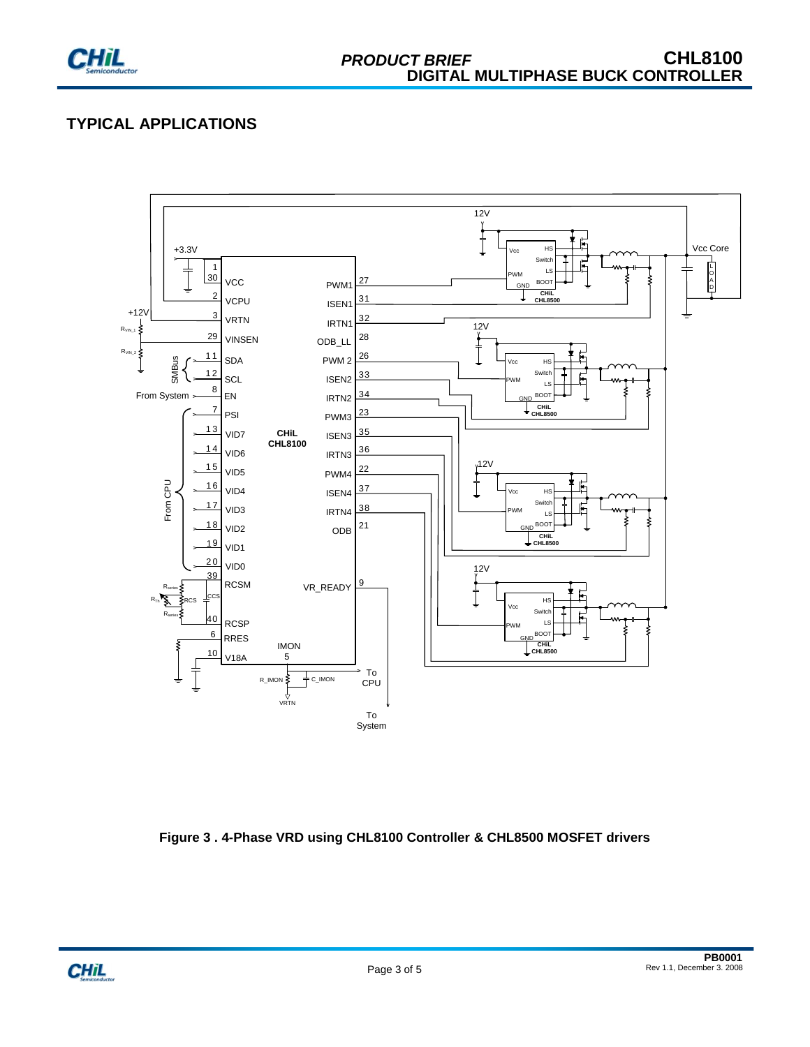## TYPICAL APPLICATIONS

**Figure 3 . 4-Phase VRD using CHL8100 Controller & CHL8500 MOSFET drivers**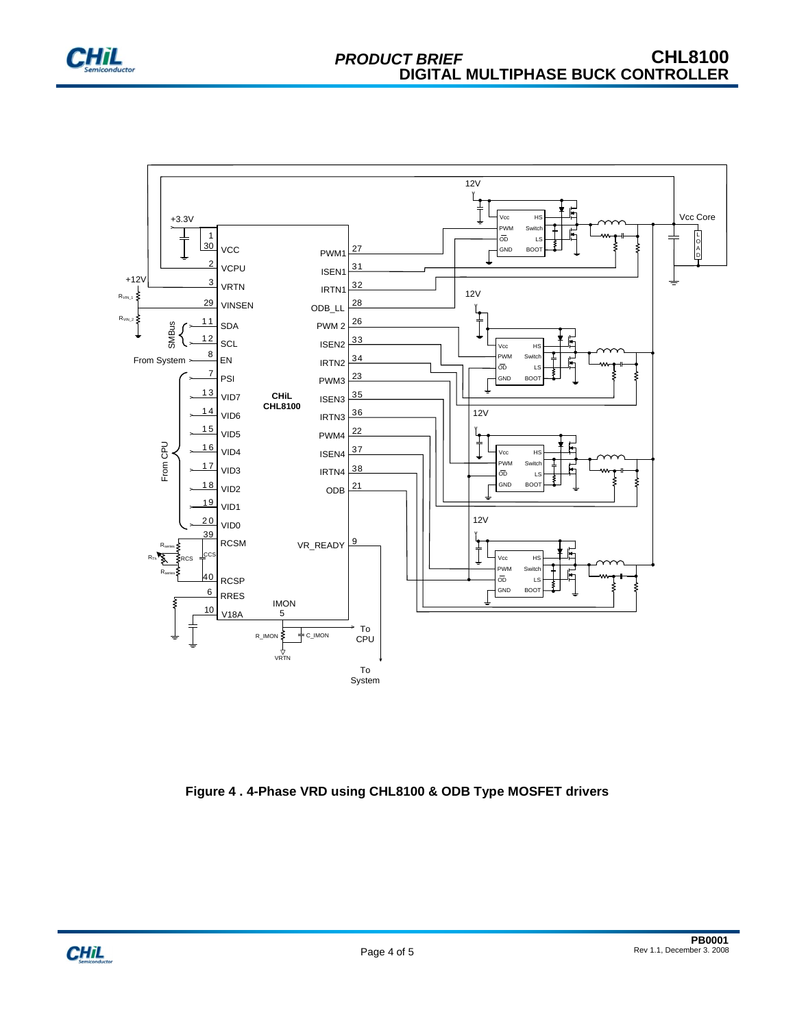Figure 4 . 4-Phase VRD using CHL8100 & ODB Type MOSFET drivers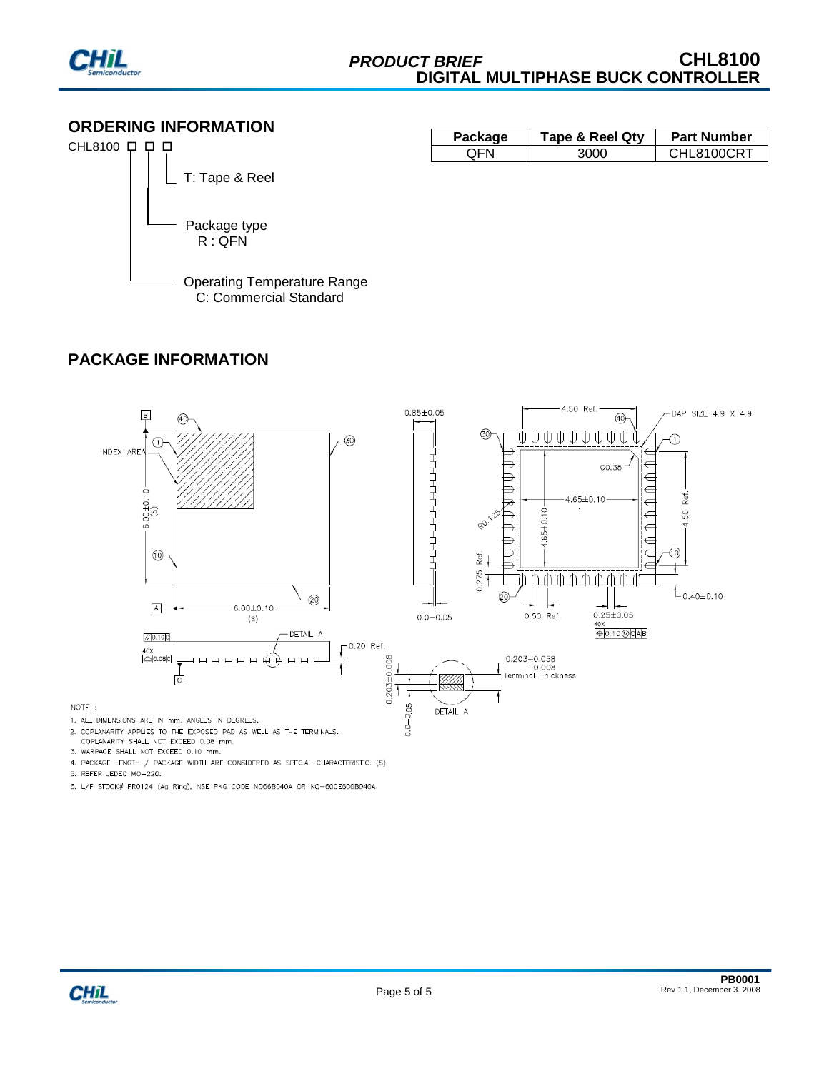## ORDERING INFORMATION

CHL8100 □ □ □

- T: Tape & Reel
- Package type
  R : QFN
- Operating Temperature Range
  C: Commercial Standard

| Package | Tape & Reel Qty | Part Number |
|---|---|---|
| QFN | 3000 | CHL8100CRT |

## PACKAGE INFORMATION

B
40
1
30
INDEX AREA
6.00±0.10
(S)
10
20
A
6.00±0.10
(S)
0.85±0.05
0.0~0.05
4.50 Ref.
40
DAP SIZE 4.9 X 4.9
30
1
C0.35
4.65±0.10
R0.125
4.65±0.10
4.50 Ref.
10
0.275 Ref.
20
0.40±0.10
0.50 Ref.
0.25±0.05
40X
⊕ 0.10 Ⓜ C A B
// 0.10 C
40X
⌓ 0.08 C
DETAIL A
0.20 Ref.
C
0.203±0.008
0.0~0.05
0.203+0.058
−0.008
Terminal Thickness
DETAIL A

NOTE :

1. ALL DIMENSIONS ARE IN mm. ANGLES IN DEGREES.
2. COPLANARITY APPLIES TO THE EXPOSED PAD AS WELL AS THE TERMINALS.
   COPLANARITY SHALL NOT EXCEED 0.08 mm.
3. WARPAGE SHALL NOT EXCEED 0.10 mm.
4. PACKAGE LENGTH / PACKAGE WIDTH ARE CONSIDERED AS SPECIAL CHARACTERISTIC. (S)
5. REFER JEDEC MO-220.
6. L/F STOCK# FR0124 (Ag Ring). NSE PKG CODE NQ66B040A OR NQ-600E600B040A